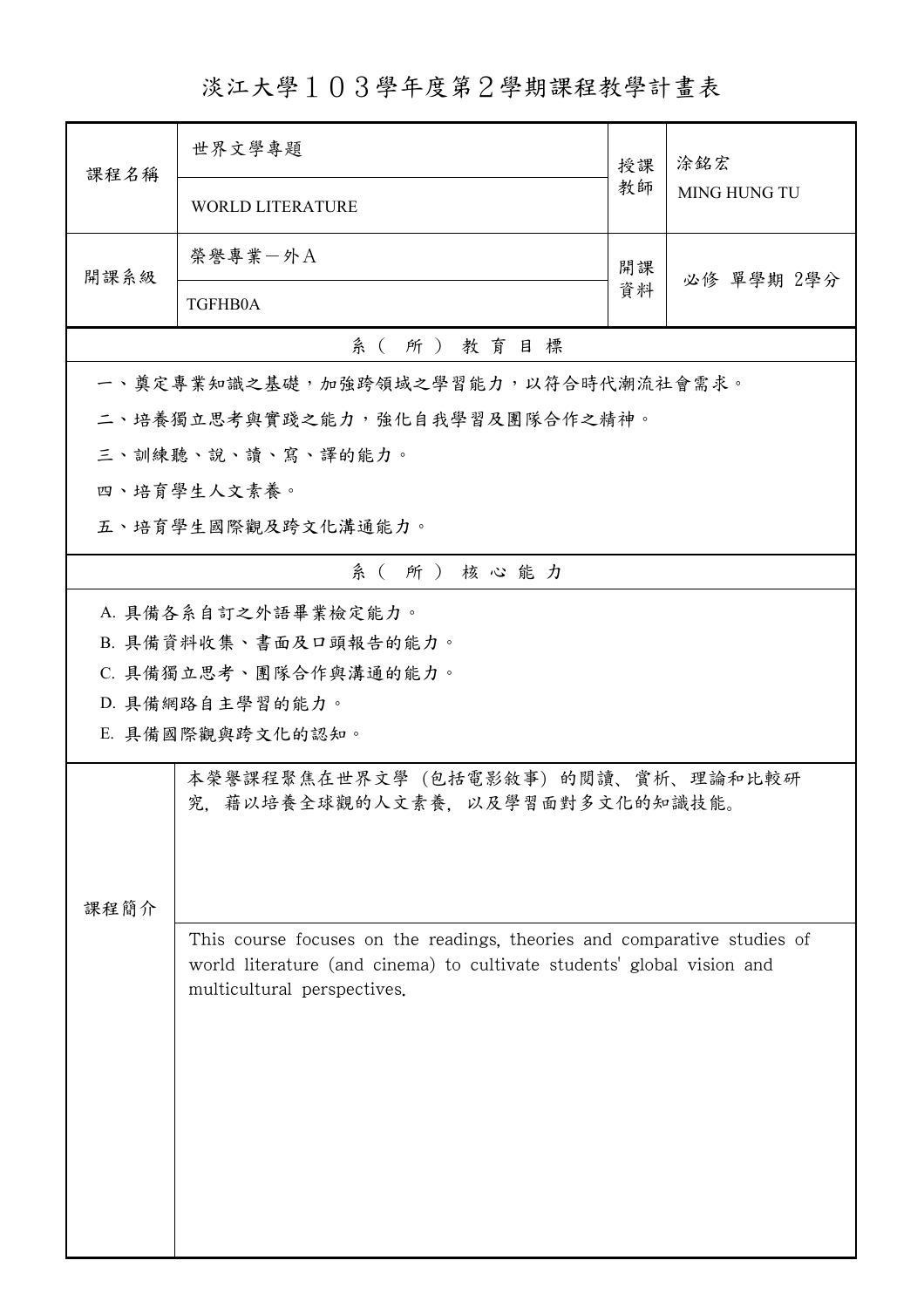# 淡江大學１０３學年度第２學期課程教學計畫表

| 課程名稱 | 世界文學專題 | 授課教師 | 涂銘宏 |
|---|---|---|---|
| | WORLD LITERATURE | | MING HUNG TU |
| 開課系級 | 榮譽專業－外A | 開課資料 | 必修 單學期 2學分 |
| | TGFHB0A | | |

## 系（所）教育目標

一、奠定專業知識之基礎，加強跨領域之學習能力，以符合時代潮流社會需求。

二、培養獨立思考與實踐之能力，強化自我學習及團隊合作之精神。

三、訓練聽、說、讀、寫、譯的能力。

四、培育學生人文素養。

五、培育學生國際觀及跨文化溝通能力。

## 系（所）核心能力

A. 具備各系自訂之外語畢業檢定能力。

B. 具備資料收集、書面及口頭報告的能力。

C. 具備獨立思考、團隊合作與溝通的能力。

D. 具備網路自主學習的能力。

E. 具備國際觀與跨文化的認知。

## 課程簡介

本榮譽課程聚焦在世界文學（包括電影敘事）的閱讀、賞析、理論和比較研究，藉以培養全球觀的人文素養，以及學習面對多文化的知識技能。

This course focuses on the readings, theories and comparative studies of world literature (and cinema) to cultivate students' global vision and multicultural perspectives.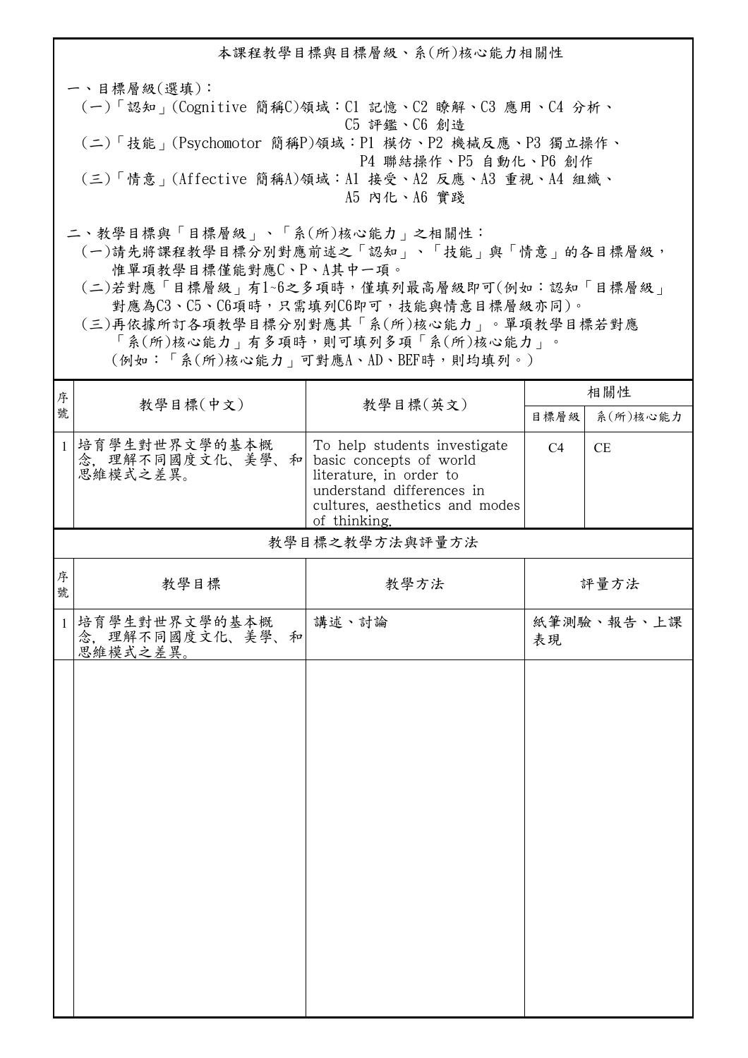## 本課程教學目標與目標層級、系(所)核心能力相關性

一、目標層級(選填)：

(一)「認知」(Cognitive 簡稱C)領域：C1 記憶、C2 瞭解、C3 應用、C4 分析、C5 評鑑、C6 創造

(二)「技能」(Psychomotor 簡稱P)領域：P1 模仿、P2 機械反應、P3 獨立操作、P4 聯結操作、P5 自動化、P6 創作

(三)「情意」(Affective 簡稱A)領域：A1 接受、A2 反應、A3 重視、A4 組織、A5 內化、A6 實踐

二、教學目標與「目標層級」、「系(所)核心能力」之相關性：

(一)請先將課程教學目標分別對應前述之「認知」、「技能」與「情意」的各目標層級，惟單項教學目標僅能對應C、P、A其中一項。

(二)若對應「目標層級」有1~6之多項時，僅填列最高層級即可(例如：認知「目標層級」對應為C3、C5、C6項時，只需填列C6即可，技能與情意目標層級亦同)。

(三)再依據所訂各項教學目標分別對應其「系(所)核心能力」。單項教學目標若對應「系(所)核心能力」有多項時，則可填列多項「系(所)核心能力」。(例如：「系(所)核心能力」可對應A、AD、BEF時，則均填列。)

| 序號 | 教學目標(中文) | 教學目標(英文) | 相關性 | |
|---|---|---|---|---|
| | | | 目標層級 | 系(所)核心能力 |
| 1 | 培育學生對世界文學的基本概念, 理解不同國度文化、美學、和思維模式之差異。 | To help students investigate basic concepts of world literature, in order to understand differences in cultures, aesthetics and modes of thinking. | C4 | CE |

### 教學目標之教學方法與評量方法

| 序號 | 教學目標 | 教學方法 | 評量方法 |
|---|---|---|---|
| 1 | 培育學生對世界文學的基本概念, 理解不同國度文化、美學、和思維模式之差異。 | 講述、討論 | 紙筆測驗、報告、上課表現 |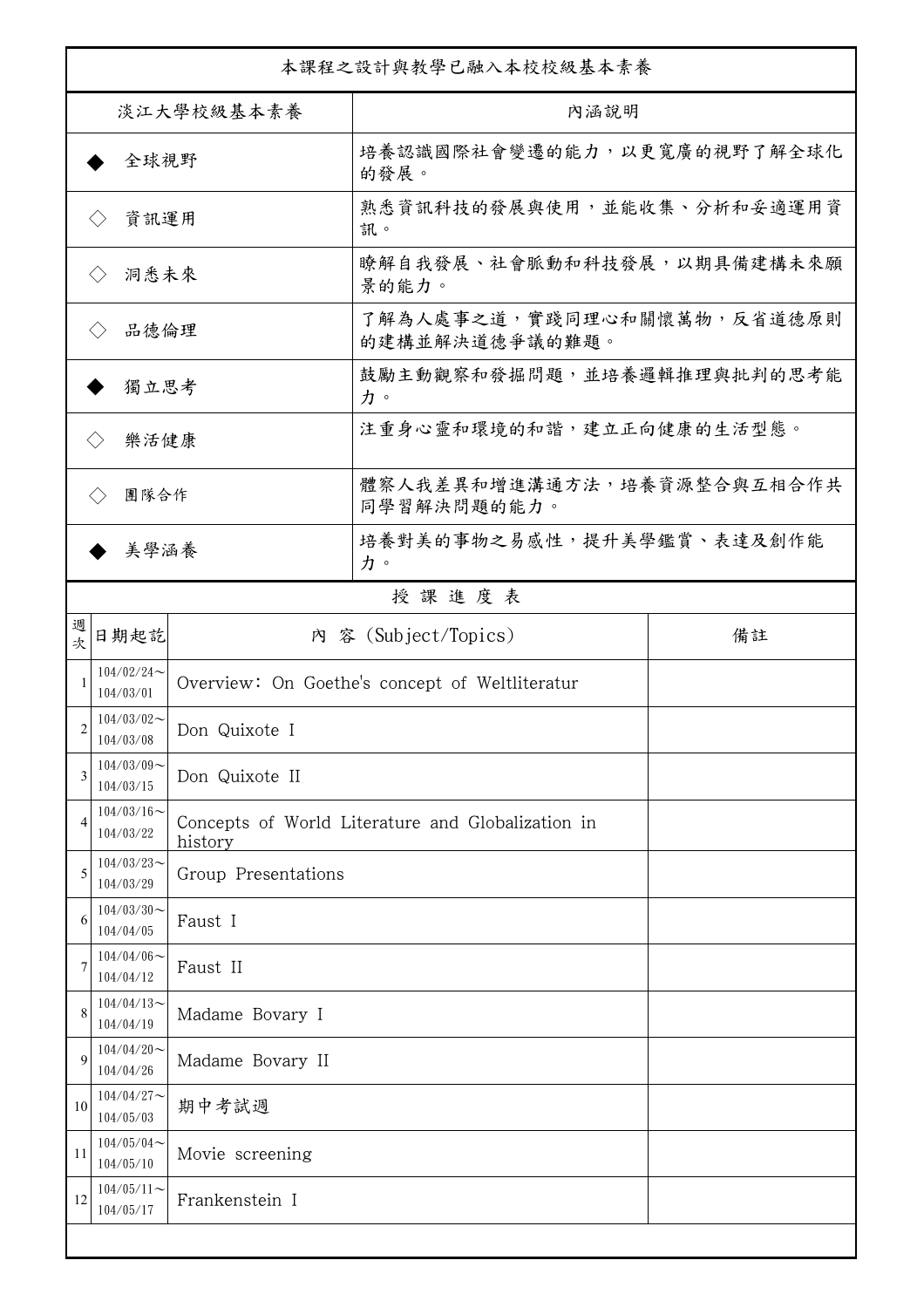| 本課程之設計與教學已融入本校校級基本素養 | |
| --- | --- |
| 淡江大學校級基本素養 | 內涵說明 |
| ◆ 全球視野 | 培養認識國際社會變遷的能力，以更寬廣的視野了解全球化的發展。 |
| ◇ 資訊運用 | 熟悉資訊科技的發展與使用，並能收集、分析和妥適運用資訊。 |
| ◇ 洞悉未來 | 瞭解自我發展、社會脈動和科技發展，以期具備建構未來願景的能力。 |
| ◇ 品德倫理 | 了解為人處事之道，實踐同理心和關懷萬物，反省道德原則的建構並解決道德爭議的難題。 |
| ◆ 獨立思考 | 鼓勵主動觀察和發掘問題，並培養邏輯推理與批判的思考能力。 |
| ◇ 樂活健康 | 注重身心靈和環境的和諧，建立正向健康的生活型態。 |
| ◇ 團隊合作 | 體察人我差異和增進溝通方法，培養資源整合與互相合作共同學習解決問題的能力。 |
| ◆ 美學涵養 | 培養對美的事物之易感性，提升美學鑑賞、表達及創作能力。 |

授 課 進 度 表

| 週次 | 日期起訖 | 內 容 (Subject/Topics) | 備註 |
| --- | --- | --- | --- |
| 1 | 104/02/24～104/03/01 | Overview: On Goethe's concept of Weltliteratur | |
| 2 | 104/03/02～104/03/08 | Don Quixote I | |
| 3 | 104/03/09～104/03/15 | Don Quixote II | |
| 4 | 104/03/16～104/03/22 | Concepts of World Literature and Globalization in history | |
| 5 | 104/03/23～104/03/29 | Group Presentations | |
| 6 | 104/03/30～104/04/05 | Faust I | |
| 7 | 104/04/06～104/04/12 | Faust II | |
| 8 | 104/04/13～104/04/19 | Madame Bovary I | |
| 9 | 104/04/20～104/04/26 | Madame Bovary II | |
| 10 | 104/04/27～104/05/03 | 期中考試週 | |
| 11 | 104/05/04～104/05/10 | Movie screening | |
| 12 | 104/05/11～104/05/17 | Frankenstein I | |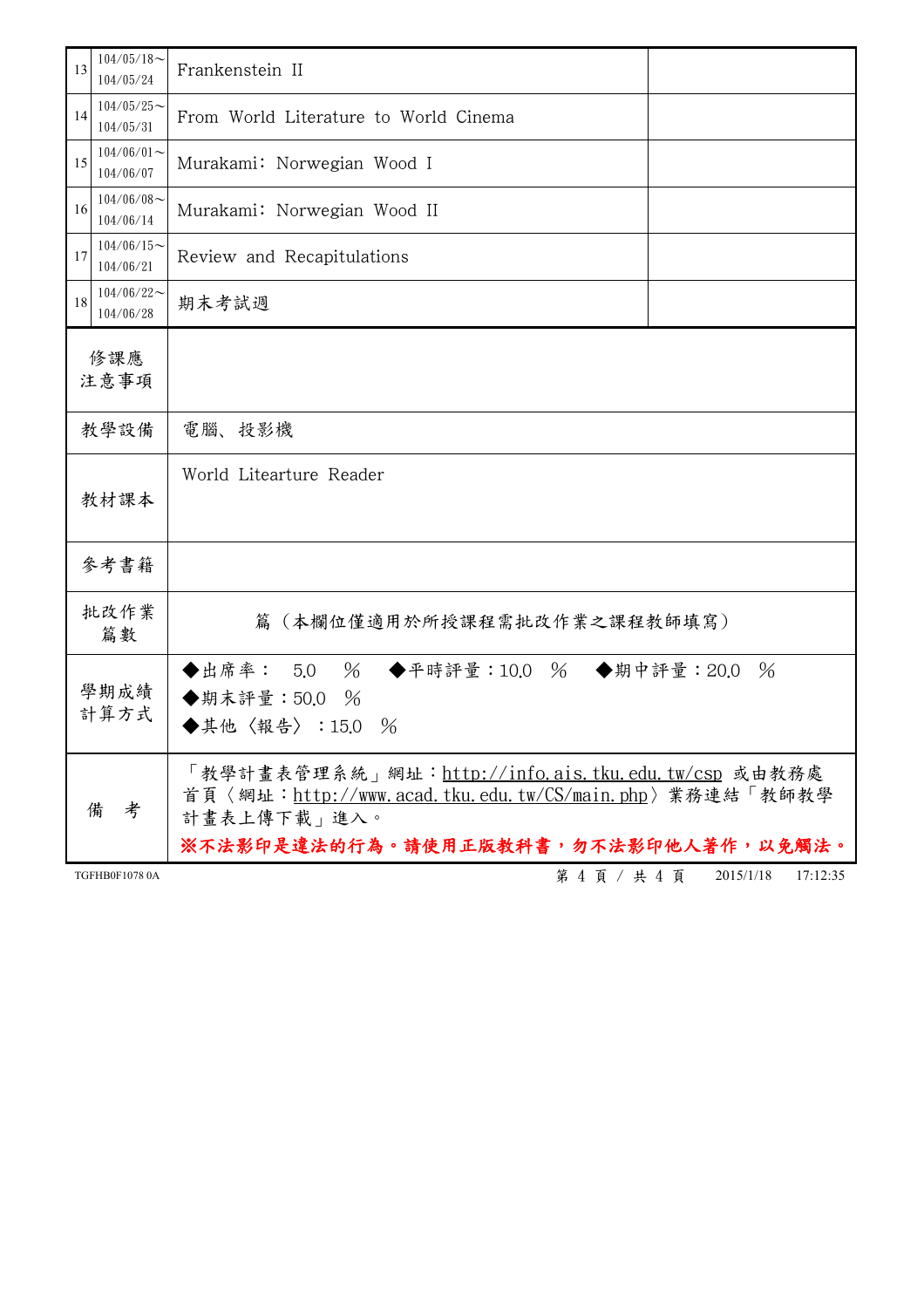| | | | |
|---|---|---|---|
| 13 | 104/05/18～104/05/24 | Frankenstein II | |
| 14 | 104/05/25～104/05/31 | From World Literature to World Cinema | |
| 15 | 104/06/01～104/06/07 | Murakami: Norwegian Wood I | |
| 16 | 104/06/08～104/06/14 | Murakami: Norwegian Wood II | |
| 17 | 104/06/15～104/06/21 | Review and Recapitulations | |
| 18 | 104/06/22～104/06/28 | 期末考試週 | |

| | |
|---|---|
| 修課應注意事項 | |
| 教學設備 | 電腦、投影機 |
| 教材課本 | World Litearture Reader |
| 參考書籍 | |
| 批改作業篇數 | 篇（本欄位僅適用於所授課程需批改作業之課程教師填寫） |
| 學期成績計算方式 | ◆出席率： 5.0 ％ ◆平時評量：10.0 ％ ◆期中評量：20.0 ％<br>◆期末評量：50.0 ％<br>◆其他〈報告〉：15.0 ％ |
| 備考 | 「教學計畫表管理系統」網址：http://info.ais.tku.edu.tw/csp 或由教務處首頁〈網址：http://www.acad.tku.edu.tw/CS/main.php〉業務連結「教師教學計畫表上傳下載」進入。<br>**※不法影印是違法的行為。請使用正版教科書，勿不法影印他人著作，以免觸法。** |

TGFHB0F1078 0A